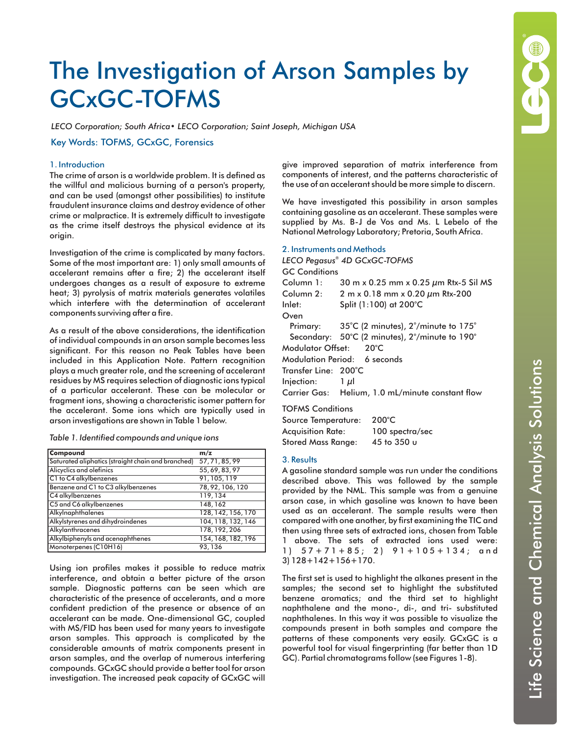# The Investigation of Arson Samples by GCxGC-TOFMS

*LECO Corporation; South Africa• LECO Corporation; Saint Joseph, Michigan USA*

Key Words: TOFMS, GCxGC, Forensics

## 1. Introduction

The crime of arson is a worldwide problem. It is defined as the willful and malicious burning of a person's property, and can be used (amongst other possibilities) to institute fraudulent insurance claims and destroy evidence of other crime or malpractice. It is extremely difficult to investigate as the crime itself destroys the physical evidence at its origin.

Investigation of the crime is complicated by many factors. Some of the most important are: 1) only small amounts of accelerant remains after a fire; 2) the accelerant itself undergoes changes as a result of exposure to extreme heat; 3) pyrolysis of matrix materials generates volatiles which interfere with the determination of accelerant components surviving after a fire.

As a result of the above considerations, the identification of individual compounds in an arson sample becomes less significant. For this reason no Peak Tables have been included in this Application Note. Pattern recognition plays a much greater role, and the screening of accelerant residues by MS requires selection of diagnostic ions typical of a particular accelerant. These can be molecular or fragment ions, showing a characteristic isomer pattern for the accelerant. Some ions which are typically used in arson investigations are shown in Table 1 below.

*Table 1. Identified compounds and unique ions*

| Compound | m/z |
|---|---|
| Saturated aliphatics (straight chain and branched) | 57, 71, 85, 99 |
| Alicyclics and olefinics | 55, 69, 83, 97 |
| C1 to C4 alkylbenzenes | 91, 105, 119 |
| Benzene and C1 to C3 alkylbenzenes | 78, 92, 106, 120 |
| C4 alkylbenzenes | 119, 134 |
| C5 and C6 alkylbenzenes | 148, 162 |
| Alkylnaphthalenes | 128, 142, 156, 170 |
| Alkylstyrenes and dihydroindenes | 104, 118, 132, 146 |
| Alkylanthracenes | 178, 192, 206 |
| Alkylbiphenyls and acenaphthenes | 154, 168, 182, 196 |
| Monoterpenes (C10H16) | 93, 136 |

Using ion profiles makes it possible to reduce matrix interference, and obtain a better picture of the arson sample. Diagnostic patterns can be seen which are characteristic of the presence of accelerants, and a more confident prediction of the presence or absence of an accelerant can be made. One-dimensional GC, coupled with MS/FID has been used for many years to investigate arson samples. This approach is complicated by the considerable amounts of matrix components present in arson samples, and the overlap of numerous interfering compounds. GCxGC should provide a better tool for arson investigation. The increased peak capacity of GCxGC will give improved separation of matrix interference from components of interest, and the patterns characteristic of the use of an accelerant should be more simple to discern.

We have investigated this possibility in arson samples containing gasoline as an accelerant. These samples were supplied by Ms. B-J de Vos and Ms. L Lebelo of the National Metrology Laboratory; Pretoria, South Africa.

## 2. Instruments and Methods

*LECO Pegasus® 4D GCxGC-TOFMS*

GC Conditions

| | |
|---|---|
| Column 1: | 30 m x 0.25 mm x 0.25 μm Rtx-5 Sil MS |
| Column 2: | 2 m x 0.18 mm x 0.20 μm Rtx-200 |
| Inlet: | Split (1:100) at 200°C |
| Oven | |
| Primary: | 35°C (2 minutes), 2°/minute to 175° |
| Secondary: | 50°C (2 minutes), 2°/minute to 190° |
| Modulator Offset: | 20°C |
| Modulation Period: | 6 seconds |
| Transfer Line: | 200°C |
| Injection: | 1 μl |
| Carrier Gas: | Helium, 1.0 mL/minute constant flow |

TOFMS Conditions

| | |
|---|---|
| Source Temperature: | 200°C |
| Acquisition Rate: | 100 spectra/sec |
| Stored Mass Range: | 45 to 350 u |

## 3. Results

A gasoline standard sample was run under the conditions described above. This was followed by the sample provided by the NML. This sample was from a genuine arson case, in which gasoline was known to have been used as an accelerant. The sample results were then compared with one another, by first examining the TIC and then using three sets of extracted ions, chosen from Table 1 above. The sets of extracted ions used were: 1) 57+71+85; 2) 91+105+134; and 3) 128+142+156+170.

The first set is used to highlight the alkanes present in the samples; the second set to highlight the substituted benzene aromatics; and the third set to highlight naphthalene and the mono-, di-, and tri- substituted naphthalenes. In this way it was possible to visualize the compounds present in both samples and compare the patterns of these components very easily. GCxGC is a powerful tool for visual fingerprinting (far better than 1D GC). Partial chromatograms follow (see Figures 1-8).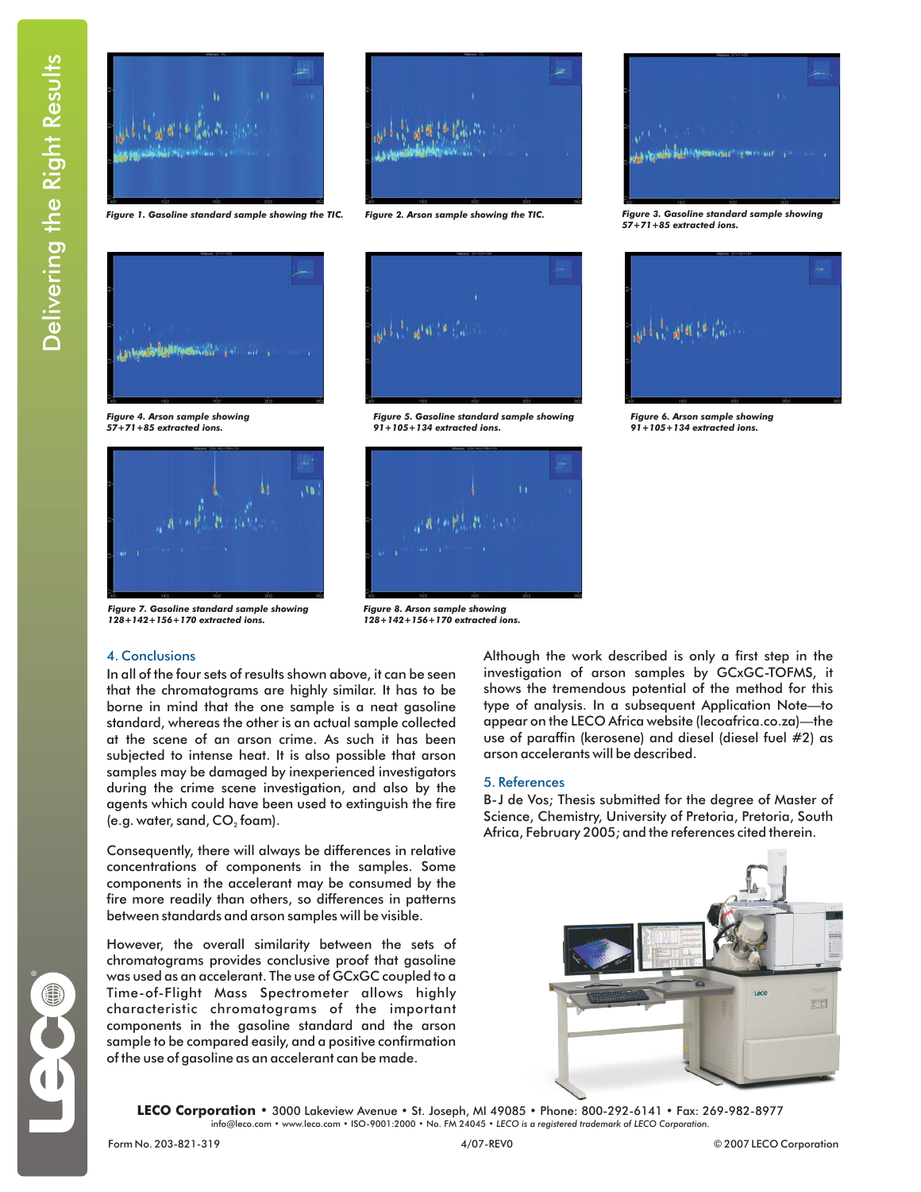*Figure 1. Gasoline standard sample showing the TIC.*

*Figure 2. Arson sample showing the TIC.*

*Figure 3. Gasoline standard sample showing 57+71+85 extracted ions.*

*Figure 4. Arson sample showing 57+71+85 extracted ions.*

*Figure 5. Gasoline standard sample showing 91+105+134 extracted ions.*

*Figure 6. Arson sample showing 91+105+134 extracted ions.*

*Figure 7. Gasoline standard sample showing 128+142+156+170 extracted ions.*

*Figure 8. Arson sample showing 128+142+156+170 extracted ions.*

## 4. Conclusions

In all of the four sets of results shown above, it can be seen that the chromatograms are highly similar. It has to be borne in mind that the one sample is a neat gasoline standard, whereas the other is an actual sample collected at the scene of an arson crime. As such it has been subjected to intense heat. It is also possible that arson samples may be damaged by inexperienced investigators during the crime scene investigation, and also by the agents which could have been used to extinguish the fire (e.g. water, sand, $CO_2$ foam).

Consequently, there will always be differences in relative concentrations of components in the samples. Some components in the accelerant may be consumed by the fire more readily than others, so differences in patterns between standards and arson samples will be visible.

However, the overall similarity between the sets of chromatograms provides conclusive proof that gasoline was used as an accelerant. The use of GCxGC coupled to a Time-of-Flight Mass Spectrometer allows highly characteristic chromatograms of the important components in the gasoline standard and the arson sample to be compared easily, and a positive confirmation of the use of gasoline as an accelerant can be made.

Although the work described is only a first step in the investigation of arson samples by GCxGC-TOFMS, it shows the tremendous potential of the method for this type of analysis. In a subsequent Application Note—to appear on the LECO Africa website (lecoafrica.co.za)—the use of paraffin (kerosene) and diesel (diesel fuel #2) as arson accelerants will be described.

## 5. References

B-J de Vos; Thesis submitted for the degree of Master of Science, Chemistry, University of Pretoria, Pretoria, South Africa, February 2005; and the references cited therein.

**LECO Corporation** • 3000 Lakeview Avenue • St. Joseph, MI 49085 • Phone: 800-292-6141 • Fax: 269-982-8977
info@leco.com • www.leco.com • ISO-9001:2000 • No. FM 24045 • *LECO is a registered trademark of LECO Corporation.*

Form No. 203-821-319 4/07-REV0 © 2007 LECO Corporation